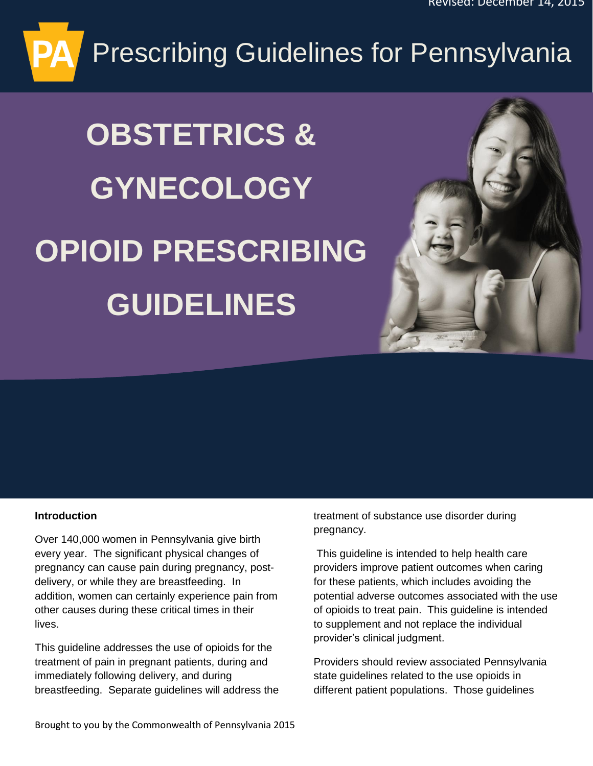Revised: December 14, 2015

# Prescribing Guidelines for Pennsylvania

# OBSTETRICS & GYNECOLOGY OPIOID PRESCRIBING GUIDELINES

**Introduction**

Over 140,000 women in Pennsylvania give birth every year. The significant physical changes of pregnancy can cause pain during pregnancy, post-delivery, or while they are breastfeeding. In addition, women can certainly experience pain from other causes during these critical times in their lives.

This guideline addresses the use of opioids for the treatment of pain in pregnant patients, during and immediately following delivery, and during breastfeeding. Separate guidelines will address the treatment of substance use disorder during pregnancy.

This guideline is intended to help health care providers improve patient outcomes when caring for these patients, which includes avoiding the potential adverse outcomes associated with the use of opioids to treat pain. This guideline is intended to supplement and not replace the individual provider's clinical judgment.

Providers should review associated Pennsylvania state guidelines related to the use opioids in different patient populations. Those guidelines

Brought to you by the Commonwealth of Pennsylvania 2015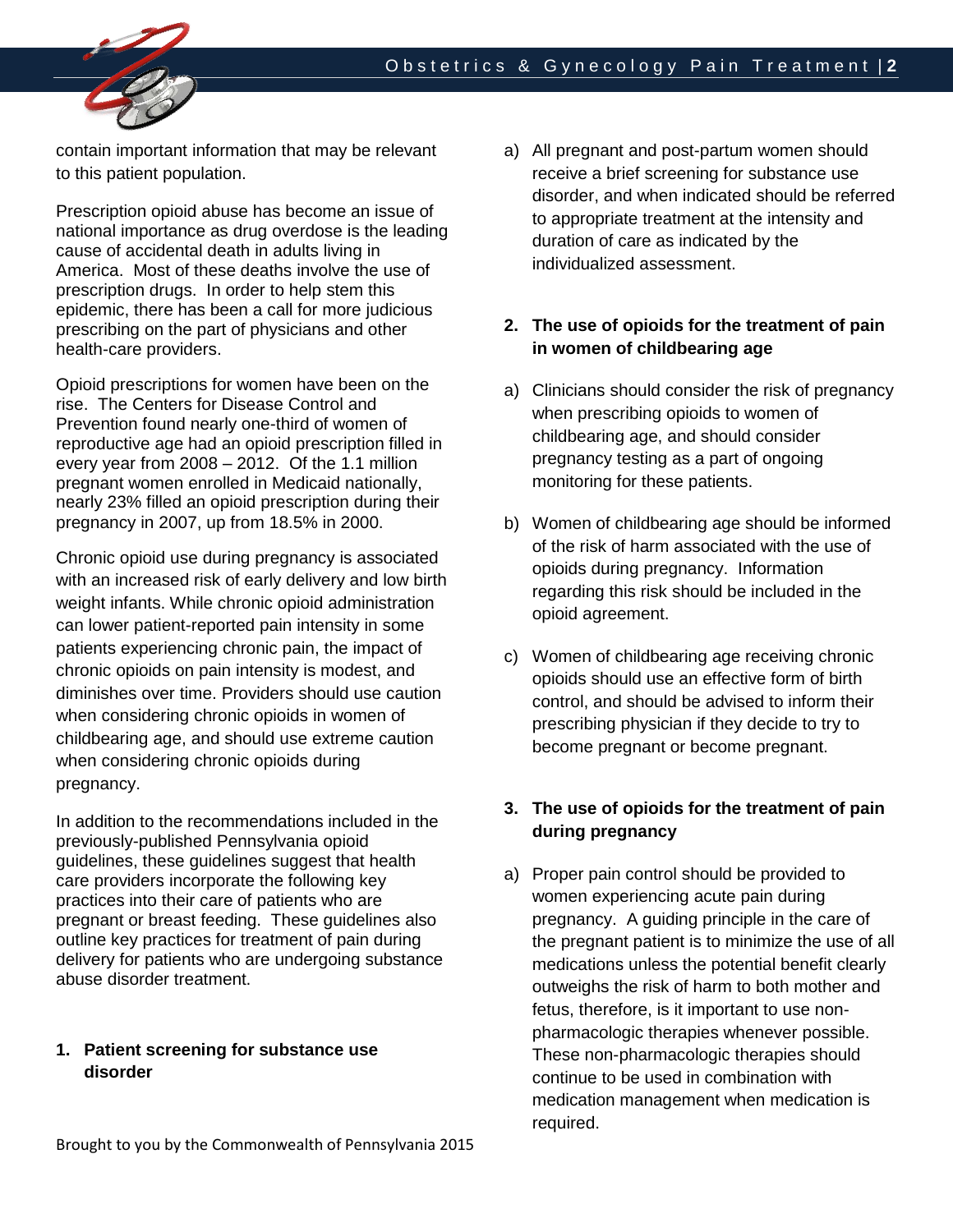contain important information that may be relevant to this patient population.

Prescription opioid abuse has become an issue of national importance as drug overdose is the leading cause of accidental death in adults living in America. Most of these deaths involve the use of prescription drugs. In order to help stem this epidemic, there has been a call for more judicious prescribing on the part of physicians and other health-care providers.

Opioid prescriptions for women have been on the rise. The Centers for Disease Control and Prevention found nearly one-third of women of reproductive age had an opioid prescription filled in every year from 2008 – 2012. Of the 1.1 million pregnant women enrolled in Medicaid nationally, nearly 23% filled an opioid prescription during their pregnancy in 2007, up from 18.5% in 2000.

Chronic opioid use during pregnancy is associated with an increased risk of early delivery and low birth weight infants. While chronic opioid administration can lower patient-reported pain intensity in some patients experiencing chronic pain, the impact of chronic opioids on pain intensity is modest, and diminishes over time. Providers should use caution when considering chronic opioids in women of childbearing age, and should use extreme caution when considering chronic opioids during pregnancy.

In addition to the recommendations included in the previously-published Pennsylvania opioid guidelines, these guidelines suggest that health care providers incorporate the following key practices into their care of patients who are pregnant or breast feeding. These guidelines also outline key practices for treatment of pain during delivery for patients who are undergoing substance abuse disorder treatment.

**1. Patient screening for substance use disorder**

a) All pregnant and post-partum women should receive a brief screening for substance use disorder, and when indicated should be referred to appropriate treatment at the intensity and duration of care as indicated by the individualized assessment.

**2. The use of opioids for the treatment of pain in women of childbearing age**

a) Clinicians should consider the risk of pregnancy when prescribing opioids to women of childbearing age, and should consider pregnancy testing as a part of ongoing monitoring for these patients.

b) Women of childbearing age should be informed of the risk of harm associated with the use of opioids during pregnancy. Information regarding this risk should be included in the opioid agreement.

c) Women of childbearing age receiving chronic opioids should use an effective form of birth control, and should be advised to inform their prescribing physician if they decide to try to become pregnant or become pregnant.

**3. The use of opioids for the treatment of pain during pregnancy**

a) Proper pain control should be provided to women experiencing acute pain during pregnancy. A guiding principle in the care of the pregnant patient is to minimize the use of all medications unless the potential benefit clearly outweighs the risk of harm to both mother and fetus, therefore, is it important to use non-pharmacologic therapies whenever possible. These non-pharmacologic therapies should continue to be used in combination with medication management when medication is required.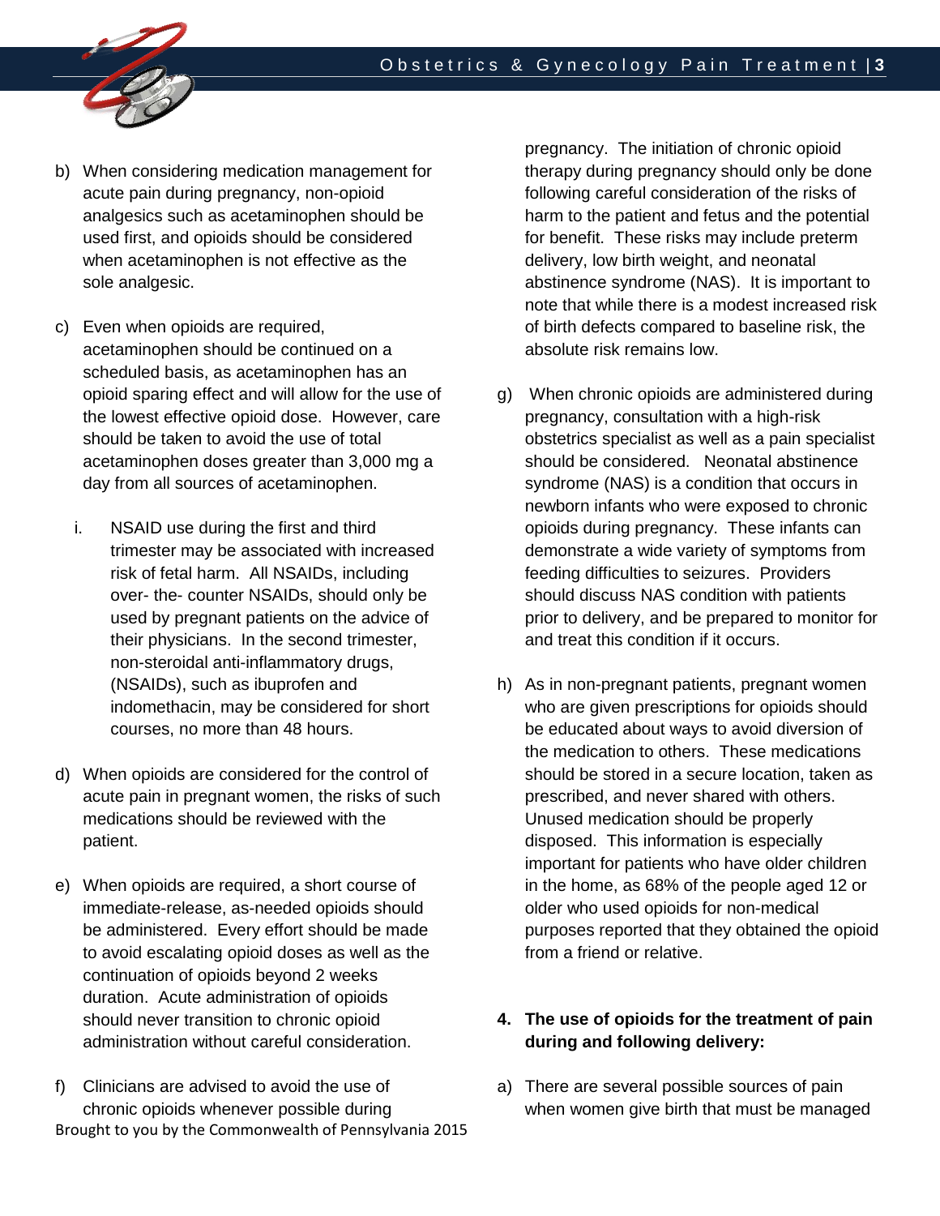b) When considering medication management for acute pain during pregnancy, non-opioid analgesics such as acetaminophen should be used first, and opioids should be considered when acetaminophen is not effective as the sole analgesic.

c) Even when opioids are required, acetaminophen should be continued on a scheduled basis, as acetaminophen has an opioid sparing effect and will allow for the use of the lowest effective opioid dose. However, care should be taken to avoid the use of total acetaminophen doses greater than 3,000 mg a day from all sources of acetaminophen.

   i. NSAID use during the first and third trimester may be associated with increased risk of fetal harm. All NSAIDs, including over- the- counter NSAIDs, should only be used by pregnant patients on the advice of their physicians. In the second trimester, non-steroidal anti-inflammatory drugs, (NSAIDs), such as ibuprofen and indomethacin, may be considered for short courses, no more than 48 hours.

d) When opioids are considered for the control of acute pain in pregnant women, the risks of such medications should be reviewed with the patient.

e) When opioids are required, a short course of immediate-release, as-needed opioids should be administered. Every effort should be made to avoid escalating opioid doses as well as the continuation of opioids beyond 2 weeks duration. Acute administration of opioids should never transition to chronic opioid administration without careful consideration.

f) Clinicians are advised to avoid the use of chronic opioids whenever possible during pregnancy. The initiation of chronic opioid therapy during pregnancy should only be done following careful consideration of the risks of harm to the patient and fetus and the potential for benefit. These risks may include preterm delivery, low birth weight, and neonatal abstinence syndrome (NAS). It is important to note that while there is a modest increased risk of birth defects compared to baseline risk, the absolute risk remains low.

g) When chronic opioids are administered during pregnancy, consultation with a high-risk obstetrics specialist as well as a pain specialist should be considered. Neonatal abstinence syndrome (NAS) is a condition that occurs in newborn infants who were exposed to chronic opioids during pregnancy. These infants can demonstrate a wide variety of symptoms from feeding difficulties to seizures. Providers should discuss NAS condition with patients prior to delivery, and be prepared to monitor for and treat this condition if it occurs.

h) As in non-pregnant patients, pregnant women who are given prescriptions for opioids should be educated about ways to avoid diversion of the medication to others. These medications should be stored in a secure location, taken as prescribed, and never shared with others. Unused medication should be properly disposed. This information is especially important for patients who have older children in the home, as 68% of the people aged 12 or older who used opioids for non-medical purposes reported that they obtained the opioid from a friend or relative.

**4. The use of opioids for the treatment of pain during and following delivery:**

a) There are several possible sources of pain when women give birth that must be managed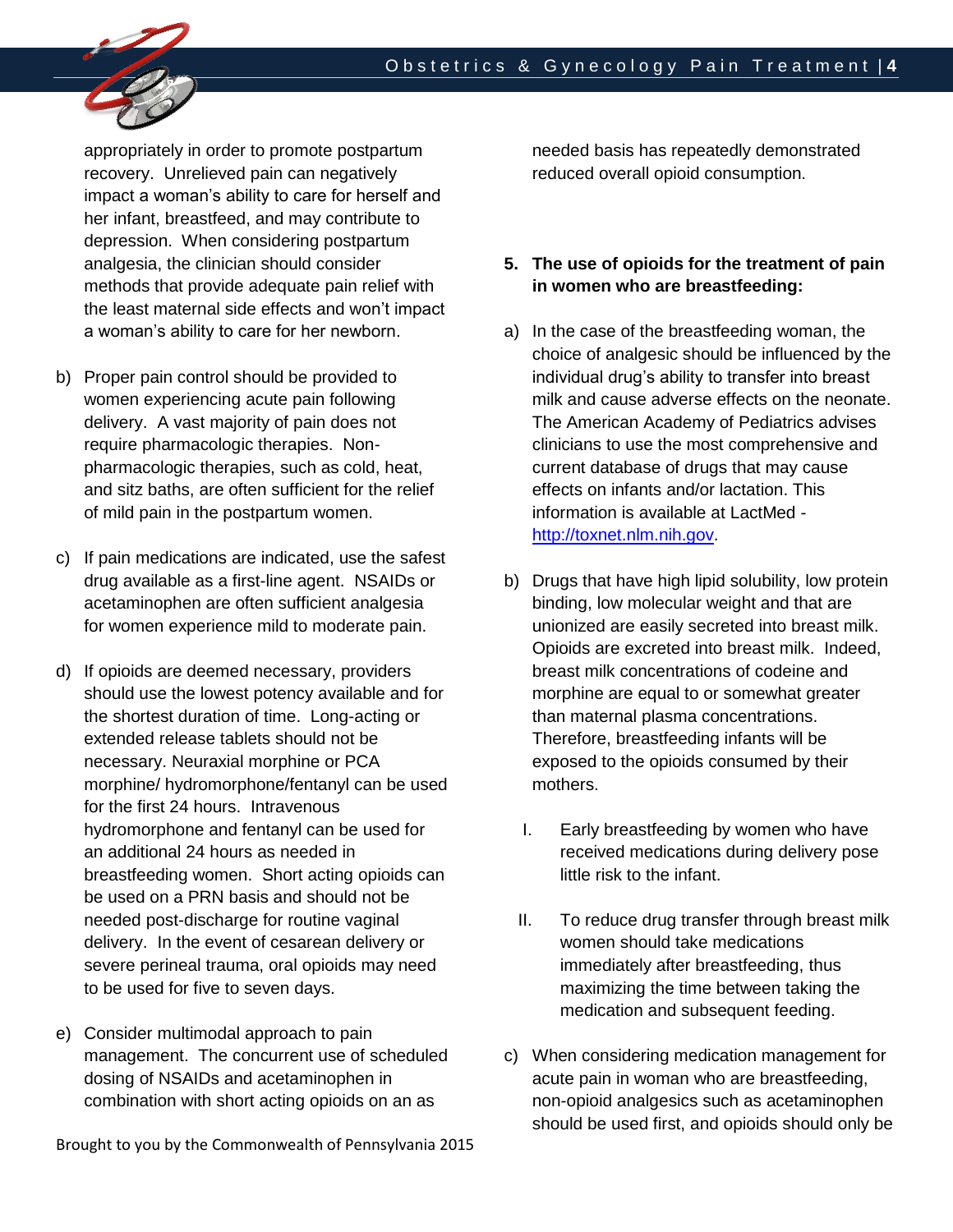appropriately in order to promote postpartum recovery. Unrelieved pain can negatively impact a woman's ability to care for herself and her infant, breastfeed, and may contribute to depression. When considering postpartum analgesia, the clinician should consider methods that provide adequate pain relief with the least maternal side effects and won't impact a woman's ability to care for her newborn.

b) Proper pain control should be provided to women experiencing acute pain following delivery. A vast majority of pain does not require pharmacologic therapies. Non-pharmacologic therapies, such as cold, heat, and sitz baths, are often sufficient for the relief of mild pain in the postpartum women.

c) If pain medications are indicated, use the safest drug available as a first-line agent. NSAIDs or acetaminophen are often sufficient analgesia for women experience mild to moderate pain.

d) If opioids are deemed necessary, providers should use the lowest potency available and for the shortest duration of time. Long-acting or extended release tablets should not be necessary. Neuraxial morphine or PCA morphine/ hydromorphone/fentanyl can be used for the first 24 hours. Intravenous hydromorphone and fentanyl can be used for an additional 24 hours as needed in breastfeeding women. Short acting opioids can be used on a PRN basis and should not be needed post-discharge for routine vaginal delivery. In the event of cesarean delivery or severe perineal trauma, oral opioids may need to be used for five to seven days.

e) Consider multimodal approach to pain management. The concurrent use of scheduled dosing of NSAIDs and acetaminophen in combination with short acting opioids on an as needed basis has repeatedly demonstrated reduced overall opioid consumption.

**5. The use of opioids for the treatment of pain in women who are breastfeeding:**

a) In the case of the breastfeeding woman, the choice of analgesic should be influenced by the individual drug's ability to transfer into breast milk and cause adverse effects on the neonate. The American Academy of Pediatrics advises clinicians to use the most comprehensive and current database of drugs that may cause effects on infants and/or lactation. This information is available at LactMed - [http://toxnet.nlm.nih.gov](http://toxnet.nlm.nih.gov).

b) Drugs that have high lipid solubility, low protein binding, low molecular weight and that are unionized are easily secreted into breast milk. Opioids are excreted into breast milk. Indeed, breast milk concentrations of codeine and morphine are equal to or somewhat greater than maternal plasma concentrations. Therefore, breastfeeding infants will be exposed to the opioids consumed by their mothers.

   I. Early breastfeeding by women who have received medications during delivery pose little risk to the infant.

   II. To reduce drug transfer through breast milk women should take medications immediately after breastfeeding, thus maximizing the time between taking the medication and subsequent feeding.

c) When considering medication management for acute pain in woman who are breastfeeding, non-opioid analgesics such as acetaminophen should be used first, and opioids should only be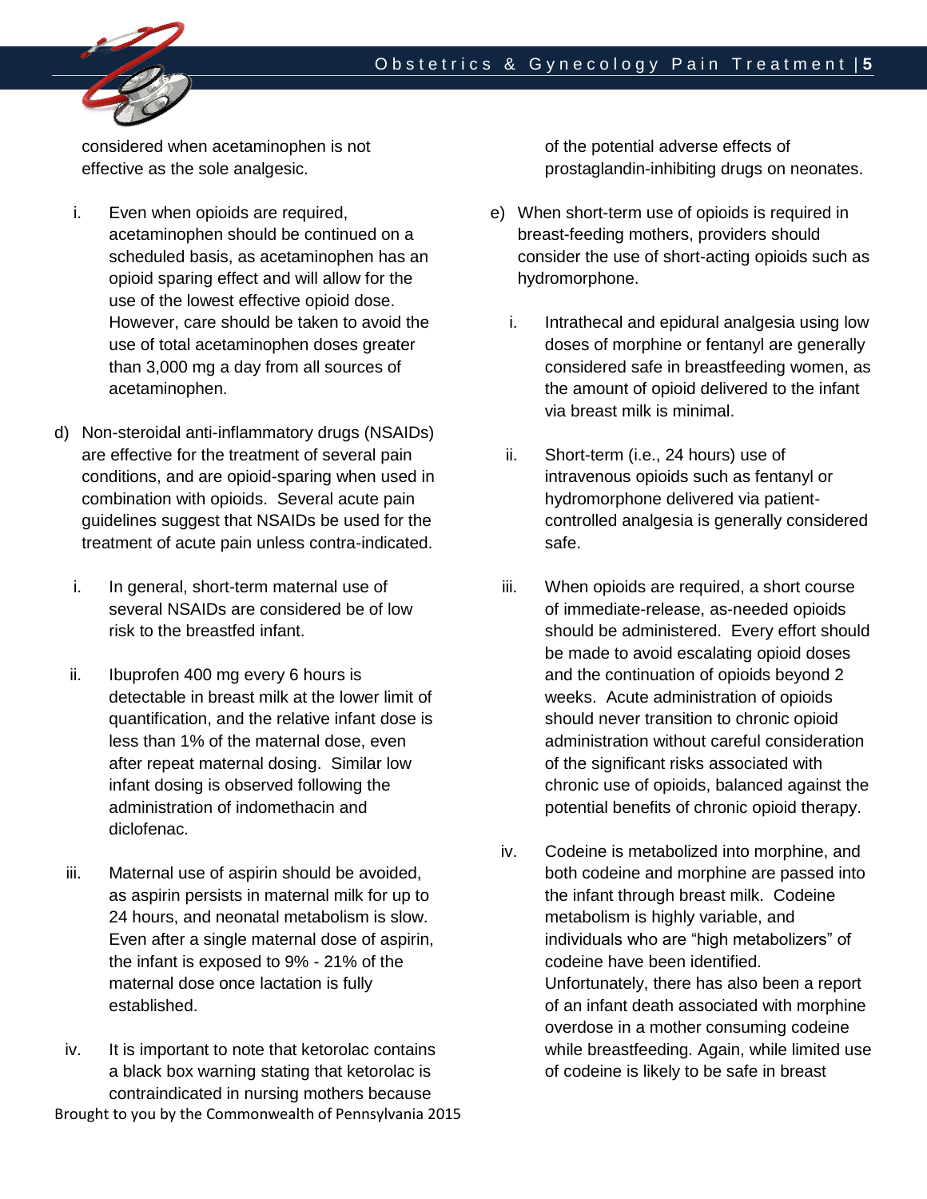considered when acetaminophen is not effective as the sole analgesic.

i. Even when opioids are required, acetaminophen should be continued on a scheduled basis, as acetaminophen has an opioid sparing effect and will allow for the use of the lowest effective opioid dose. However, care should be taken to avoid the use of total acetaminophen doses greater than 3,000 mg a day from all sources of acetaminophen.

d) Non-steroidal anti-inflammatory drugs (NSAIDs) are effective for the treatment of several pain conditions, and are opioid-sparing when used in combination with opioids. Several acute pain guidelines suggest that NSAIDs be used for the treatment of acute pain unless contra-indicated.

i. In general, short-term maternal use of several NSAIDs are considered be of low risk to the breastfed infant.

ii. Ibuprofen 400 mg every 6 hours is detectable in breast milk at the lower limit of quantification, and the relative infant dose is less than 1% of the maternal dose, even after repeat maternal dosing. Similar low infant dosing is observed following the administration of indomethacin and diclofenac.

iii. Maternal use of aspirin should be avoided, as aspirin persists in maternal milk for up to 24 hours, and neonatal metabolism is slow. Even after a single maternal dose of aspirin, the infant is exposed to 9% - 21% of the maternal dose once lactation is fully established.

iv. It is important to note that ketorolac contains a black box warning stating that ketorolac is contraindicated in nursing mothers because of the potential adverse effects of prostaglandin-inhibiting drugs on neonates.

e) When short-term use of opioids is required in breast-feeding mothers, providers should consider the use of short-acting opioids such as hydromorphone.

i. Intrathecal and epidural analgesia using low doses of morphine or fentanyl are generally considered safe in breastfeeding women, as the amount of opioid delivered to the infant via breast milk is minimal.

ii. Short-term (i.e., 24 hours) use of intravenous opioids such as fentanyl or hydromorphone delivered via patient-controlled analgesia is generally considered safe.

iii. When opioids are required, a short course of immediate-release, as-needed opioids should be administered. Every effort should be made to avoid escalating opioid doses and the continuation of opioids beyond 2 weeks. Acute administration of opioids should never transition to chronic opioid administration without careful consideration of the significant risks associated with chronic use of opioids, balanced against the potential benefits of chronic opioid therapy.

iv. Codeine is metabolized into morphine, and both codeine and morphine are passed into the infant through breast milk. Codeine metabolism is highly variable, and individuals who are "high metabolizers" of codeine have been identified. Unfortunately, there has also been a report of an infant death associated with morphine overdose in a mother consuming codeine while breastfeeding. Again, while limited use of codeine is likely to be safe in breast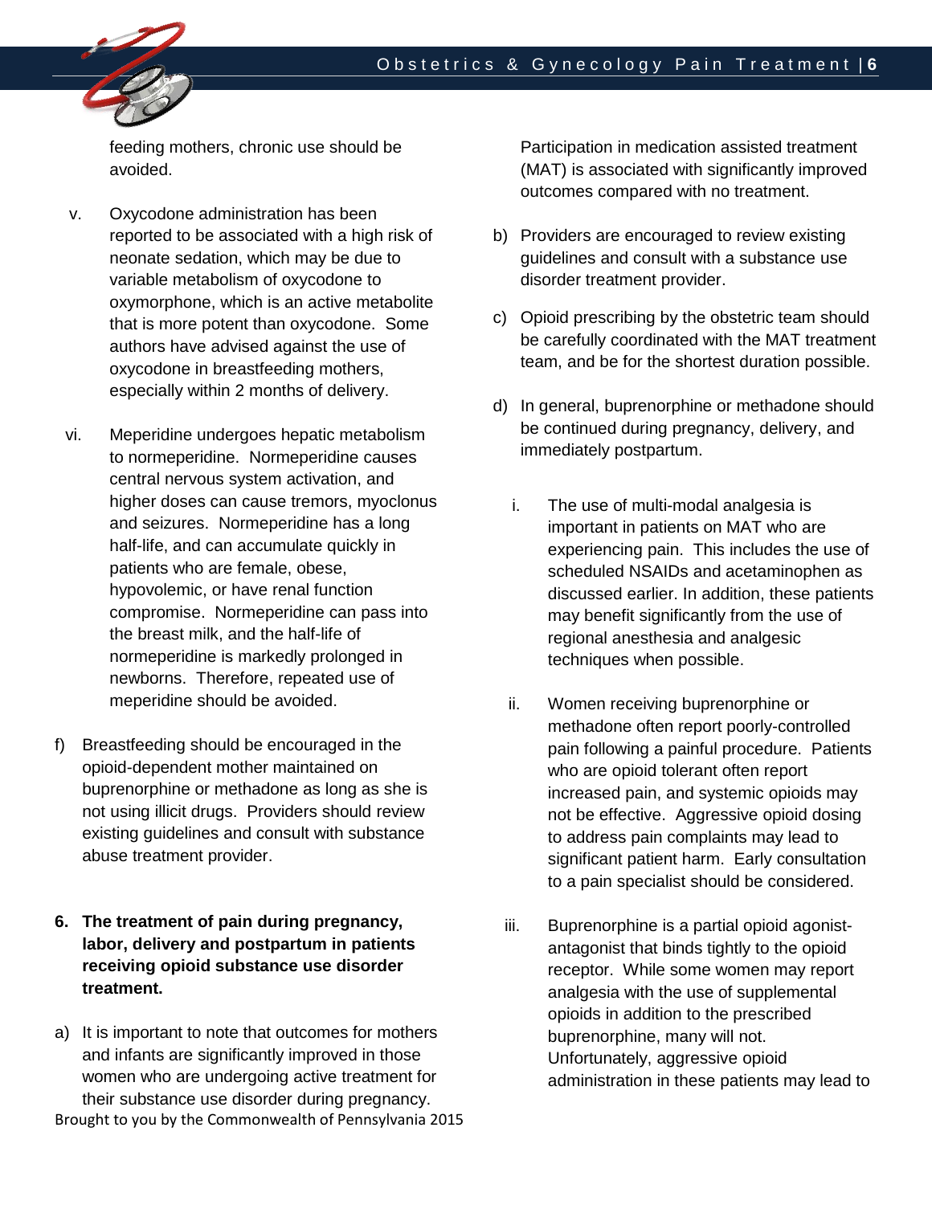feeding mothers, chronic use should be avoided.

v. Oxycodone administration has been reported to be associated with a high risk of neonate sedation, which may be due to variable metabolism of oxycodone to oxymorphone, which is an active metabolite that is more potent than oxycodone. Some authors have advised against the use of oxycodone in breastfeeding mothers, especially within 2 months of delivery.

vi. Meperidine undergoes hepatic metabolism to normeperidine. Normeperidine causes central nervous system activation, and higher doses can cause tremors, myoclonus and seizures. Normeperidine has a long half-life, and can accumulate quickly in patients who are female, obese, hypovolemic, or have renal function compromise. Normeperidine can pass into the breast milk, and the half-life of normeperidine is markedly prolonged in newborns. Therefore, repeated use of meperidine should be avoided.

f) Breastfeeding should be encouraged in the opioid-dependent mother maintained on buprenorphine or methadone as long as she is not using illicit drugs. Providers should review existing guidelines and consult with substance abuse treatment provider.

**6. The treatment of pain during pregnancy, labor, delivery and postpartum in patients receiving opioid substance use disorder treatment.**

a) It is important to note that outcomes for mothers and infants are significantly improved in those women who are undergoing active treatment for their substance use disorder during pregnancy. Participation in medication assisted treatment (MAT) is associated with significantly improved outcomes compared with no treatment.

b) Providers are encouraged to review existing guidelines and consult with a substance use disorder treatment provider.

c) Opioid prescribing by the obstetric team should be carefully coordinated with the MAT treatment team, and be for the shortest duration possible.

d) In general, buprenorphine or methadone should be continued during pregnancy, delivery, and immediately postpartum.

i. The use of multi-modal analgesia is important in patients on MAT who are experiencing pain. This includes the use of scheduled NSAIDs and acetaminophen as discussed earlier. In addition, these patients may benefit significantly from the use of regional anesthesia and analgesic techniques when possible.

ii. Women receiving buprenorphine or methadone often report poorly-controlled pain following a painful procedure. Patients who are opioid tolerant often report increased pain, and systemic opioids may not be effective. Aggressive opioid dosing to address pain complaints may lead to significant patient harm. Early consultation to a pain specialist should be considered.

iii. Buprenorphine is a partial opioid agonist-antagonist that binds tightly to the opioid receptor. While some women may report analgesia with the use of supplemental opioids in addition to the prescribed buprenorphine, many will not. Unfortunately, aggressive opioid administration in these patients may lead to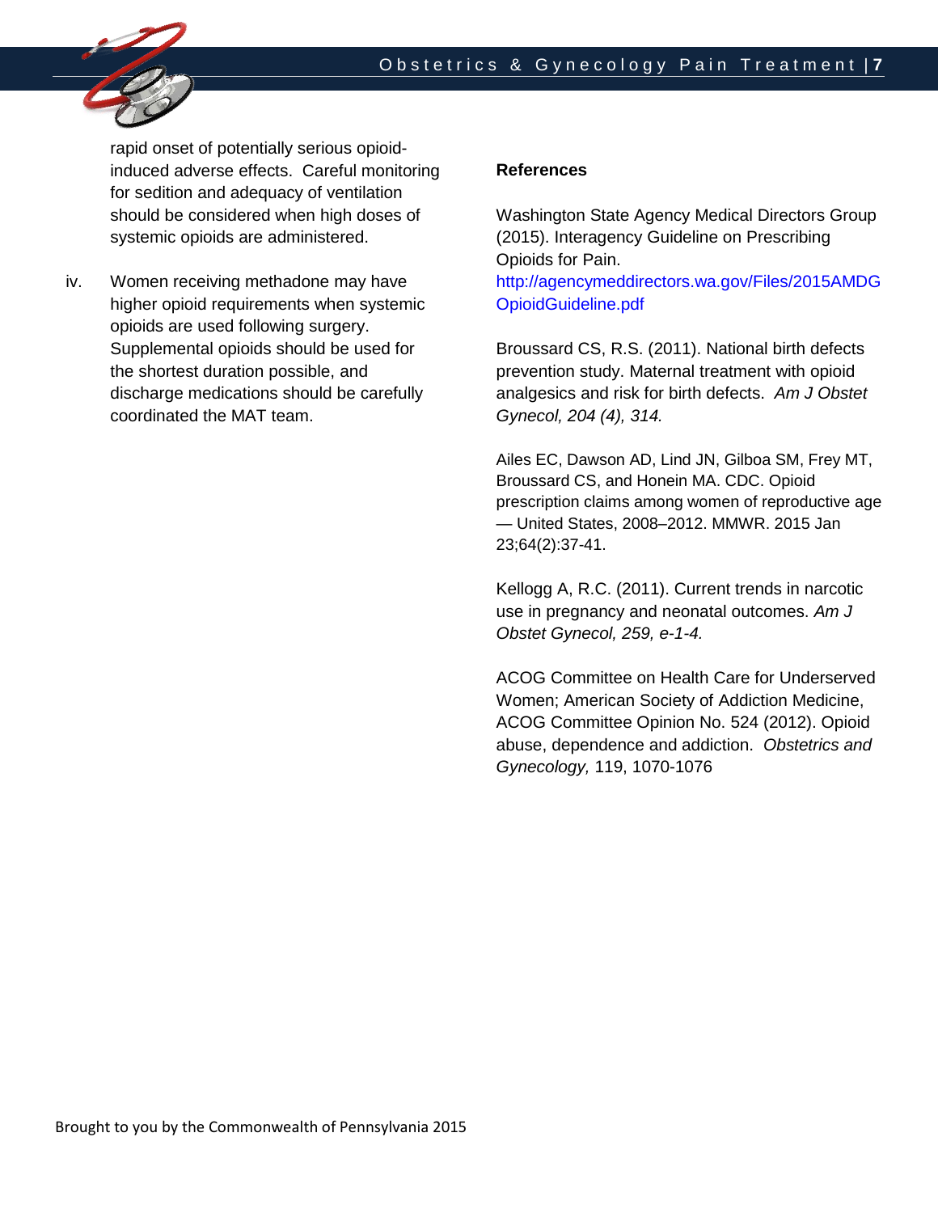rapid onset of potentially serious opioid-induced adverse effects. Careful monitoring for sedition and adequacy of ventilation should be considered when high doses of systemic opioids are administered.

iv. Women receiving methadone may have higher opioid requirements when systemic opioids are used following surgery. Supplemental opioids should be used for the shortest duration possible, and discharge medications should be carefully coordinated the MAT team.

**References**

Washington State Agency Medical Directors Group (2015). Interagency Guideline on Prescribing Opioids for Pain. http://agencymeddirectors.wa.gov/Files/2015AMDGOpioidGuideline.pdf

Broussard CS, R.S. (2011). National birth defects prevention study. Maternal treatment with opioid analgesics and risk for birth defects. *Am J Obstet Gynecol, 204 (4), 314.*

Ailes EC, Dawson AD, Lind JN, Gilboa SM, Frey MT, Broussard CS, and Honein MA. CDC. Opioid prescription claims among women of reproductive age — United States, 2008–2012. MMWR. 2015 Jan 23;64(2):37-41.

Kellogg A, R.C. (2011). Current trends in narcotic use in pregnancy and neonatal outcomes. *Am J Obstet Gynecol, 259, e-1-4.*

ACOG Committee on Health Care for Underserved Women; American Society of Addiction Medicine, ACOG Committee Opinion No. 524 (2012). Opioid abuse, dependence and addiction. *Obstetrics and Gynecology,* 119, 1070-1076